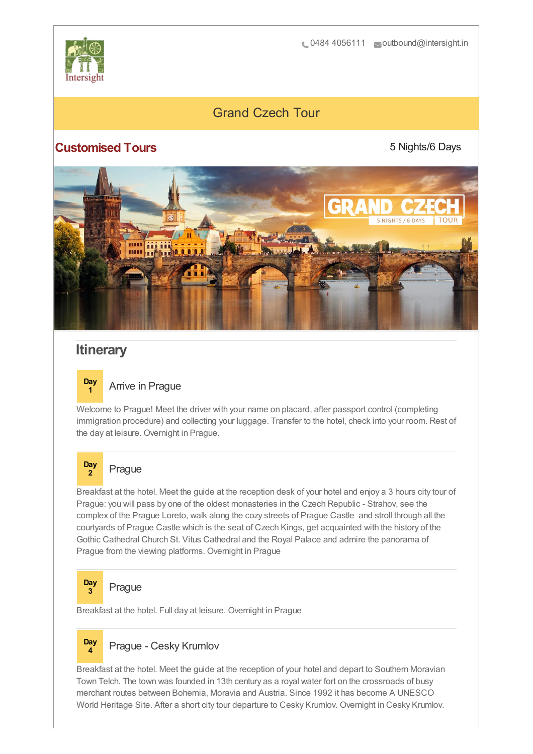Intersight

0484 4056111 outbound@intersight.in

# Grand Czech Tour

**Customised Tours**

5 Nights/6 Days

## Itinerary

### Day 1 Arrive in Prague

Welcome to Prague! Meet the driver with your name on placard, after passport control (completing immigration procedure) and collecting your luggage. Transfer to the hotel, check into your room. Rest of the day at leisure. Overnight in Prague.

### Day 2 Prague

Breakfast at the hotel. Meet the guide at the reception desk of your hotel and enjoy a 3 hours city tour of Prague: you will pass by one of the oldest monasteries in the Czech Republic - Strahov, see the complex of the Prague Loreto, walk along the cozy streets of Prague Castle and stroll through all the courtyards of Prague Castle which is the seat of Czech Kings, get acquainted with the history of the Gothic Cathedral Church St. Vitus Cathedral and the Royal Palace and admire the panorama of Prague from the viewing platforms. Overnight in Prague

### Day 3 Prague

Breakfast at the hotel. Full day at leisure. Overnight in Prague

### Day 4 Prague - Cesky Krumlov

Breakfast at the hotel. Meet the guide at the reception of your hotel and depart to Southern Moravian Town Telch. The town was founded in 13th century as a royal water fort on the crossroads of busy merchant routes between Bohemia, Moravia and Austria. Since 1992 it has become A UNESCO World Heritage Site. After a short city tour departure to Cesky Krumlov. Overnight in Cesky Krumlov.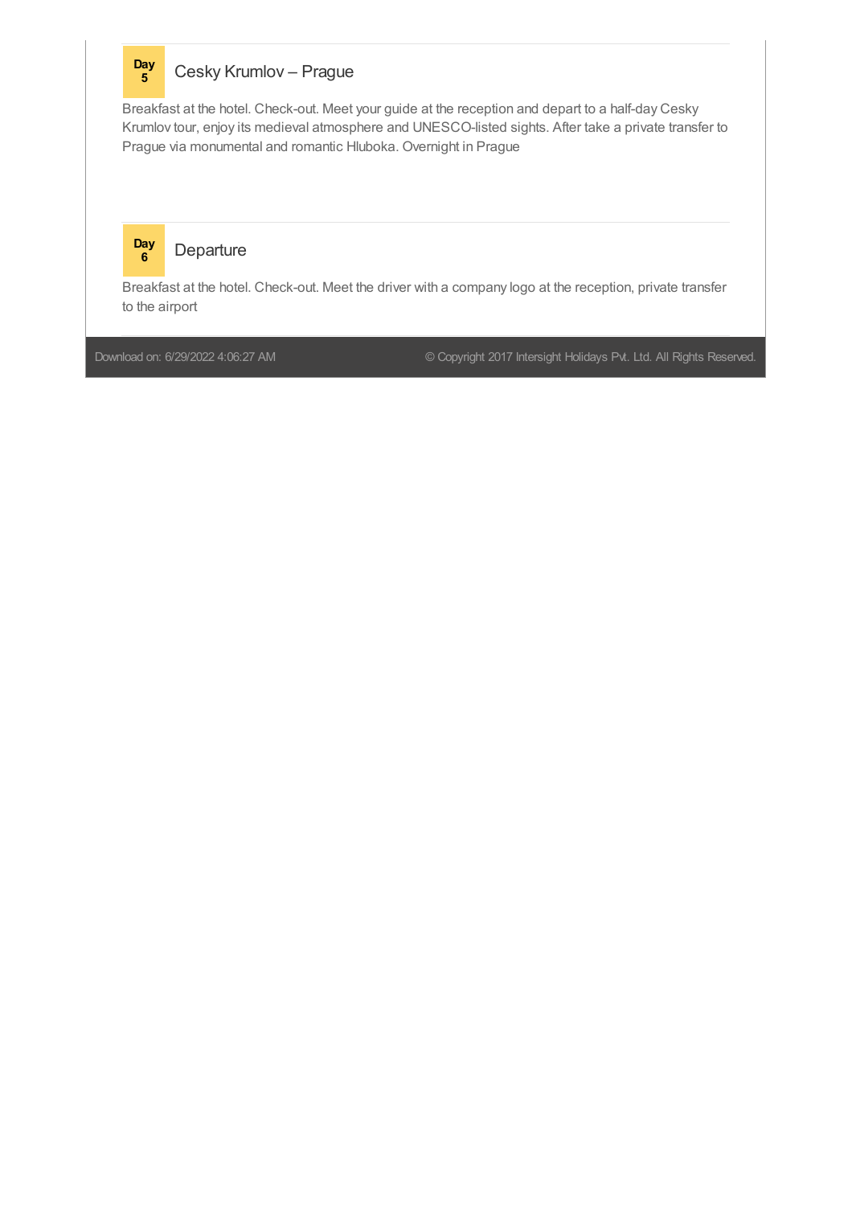## Day 5 Cesky Krumlov – Prague

Breakfast at the hotel. Check-out. Meet your guide at the reception and depart to a half-day Cesky Krumlov tour, enjoy its medieval atmosphere and UNESCO-listed sights. After take a private transfer to Prague via monumental and romantic Hluboka. Overnight in Prague

## Day 6 Departure

Breakfast at the hotel. Check-out. Meet the driver with a company logo at the reception, private transfer to the airport

Download on: 6/29/2022 4:06:27 AM

© Copyright 2017 Intersight Holidays Pvt. Ltd. All Rights Reserved.